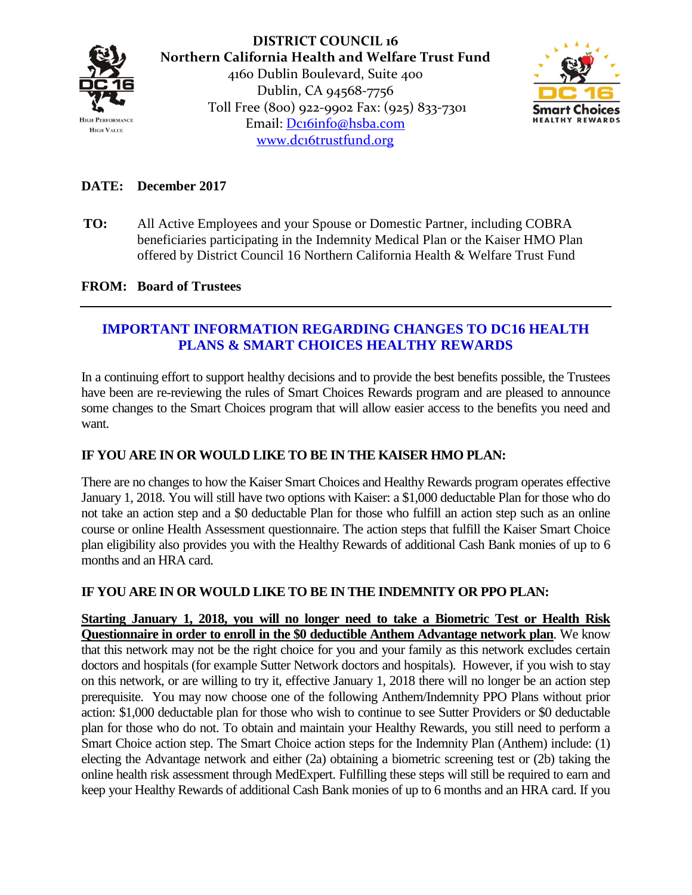**DISTRICT COUNCIL 16**
**Northern California Health and Welfare Trust Fund**
4160 Dublin Boulevard, Suite 400
Dublin, CA 94568-7756
Toll Free (800) 922-9902 Fax: (925) 833-7301
Email: Dc16info@hsba.com
www.dc16trustfund.org

**DATE: December 2017**

**TO:** All Active Employees and your Spouse or Domestic Partner, including COBRA beneficiaries participating in the Indemnity Medical Plan or the Kaiser HMO Plan offered by District Council 16 Northern California Health & Welfare Trust Fund

**FROM: Board of Trustees**

---

## IMPORTANT INFORMATION REGARDING CHANGES TO DC16 HEALTH PLANS & SMART CHOICES HEALTHY REWARDS

In a continuing effort to support healthy decisions and to provide the best benefits possible, the Trustees have been are re-reviewing the rules of Smart Choices Rewards program and are pleased to announce some changes to the Smart Choices program that will allow easier access to the benefits you need and want.

### IF YOU ARE IN OR WOULD LIKE TO BE IN THE KAISER HMO PLAN:

There are no changes to how the Kaiser Smart Choices and Healthy Rewards program operates effective January 1, 2018. You will still have two options with Kaiser: a $1,000 deductable Plan for those who do not take an action step and a $0 deductable Plan for those who fulfill an action step such as an online course or online Health Assessment questionnaire. The action steps that fulfill the Kaiser Smart Choice plan eligibility also provides you with the Healthy Rewards of additional Cash Bank monies of up to 6 months and an HRA card.

### IF YOU ARE IN OR WOULD LIKE TO BE IN THE INDEMNITY OR PPO PLAN:

**Starting January 1, 2018, you will no longer need to take a Biometric Test or Health Risk Questionnaire in order to enroll in the $0 deductible Anthem Advantage network plan**. We know that this network may not be the right choice for you and your family as this network excludes certain doctors and hospitals (for example Sutter Network doctors and hospitals). However, if you wish to stay on this network, or are willing to try it, effective January 1, 2018 there will no longer be an action step prerequisite. You may now choose one of the following Anthem/Indemnity PPO Plans without prior action: $1,000 deductable plan for those who wish to continue to see Sutter Providers or $0 deductable plan for those who do not. To obtain and maintain your Healthy Rewards, you still need to perform a Smart Choice action step. The Smart Choice action steps for the Indemnity Plan (Anthem) include: (1) electing the Advantage network and either (2a) obtaining a biometric screening test or (2b) taking the online health risk assessment through MedExpert. Fulfilling these steps will still be required to earn and keep your Healthy Rewards of additional Cash Bank monies of up to 6 months and an HRA card. If you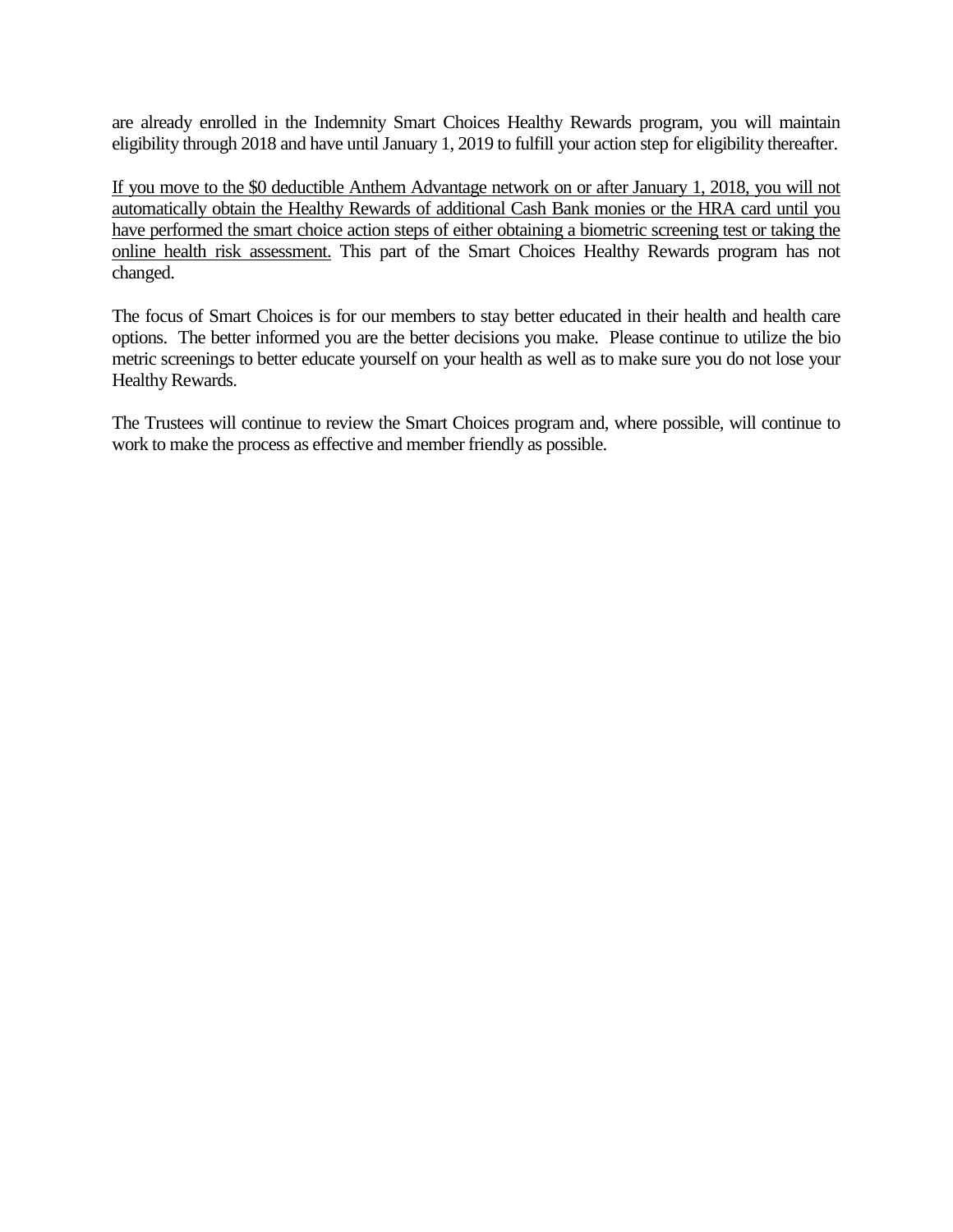are already enrolled in the Indemnity Smart Choices Healthy Rewards program, you will maintain eligibility through 2018 and have until January 1, 2019 to fulfill your action step for eligibility thereafter.

<u>If you move to the $0 deductible Anthem Advantage network on or after January 1, 2018, you will not automatically obtain the Healthy Rewards of additional Cash Bank monies or the HRA card until you have performed the smart choice action steps of either obtaining a biometric screening test or taking the online health risk assessment.</u> This part of the Smart Choices Healthy Rewards program has not changed.

The focus of Smart Choices is for our members to stay better educated in their health and health care options. The better informed you are the better decisions you make. Please continue to utilize the bio metric screenings to better educate yourself on your health as well as to make sure you do not lose your Healthy Rewards.

The Trustees will continue to review the Smart Choices program and, where possible, will continue to work to make the process as effective and member friendly as possible.